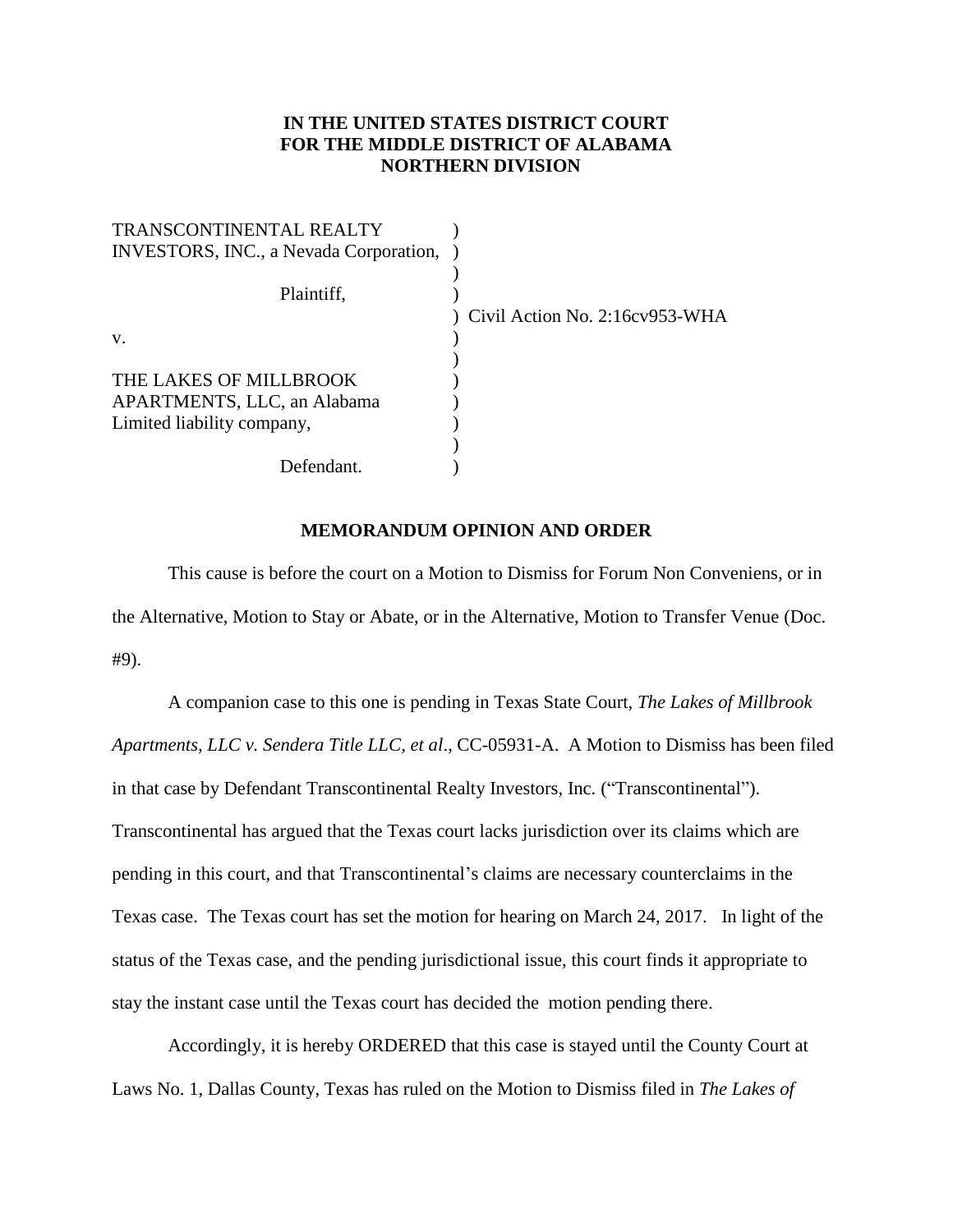# IN THE UNITED STATES DISTRICT COURT FOR THE MIDDLE DISTRICT OF ALABAMA NORTHERN DIVISION

TRANSCONTINENTAL REALTY INVESTORS, INC., a Nevada Corporation,

Plaintiff,

v.

THE LAKES OF MILLBROOK APARTMENTS, LLC, an Alabama Limited liability company,

Defendant.

Civil Action No. 2:16cv953-WHA

## MEMORANDUM OPINION AND ORDER

This cause is before the court on a Motion to Dismiss for Forum Non Conveniens, or in the Alternative, Motion to Stay or Abate, or in the Alternative, Motion to Transfer Venue (Doc. #9).

A companion case to this one is pending in Texas State Court, *The Lakes of Millbrook Apartments, LLC v. Sendera Title LLC, et al*., CC-05931-A. A Motion to Dismiss has been filed in that case by Defendant Transcontinental Realty Investors, Inc. ("Transcontinental"). Transcontinental has argued that the Texas court lacks jurisdiction over its claims which are pending in this court, and that Transcontinental's claims are necessary counterclaims in the Texas case. The Texas court has set the motion for hearing on March 24, 2017. In light of the status of the Texas case, and the pending jurisdictional issue, this court finds it appropriate to stay the instant case until the Texas court has decided the motion pending there.

Accordingly, it is hereby ORDERED that this case is stayed until the County Court at Laws No. 1, Dallas County, Texas has ruled on the Motion to Dismiss filed in *The Lakes of*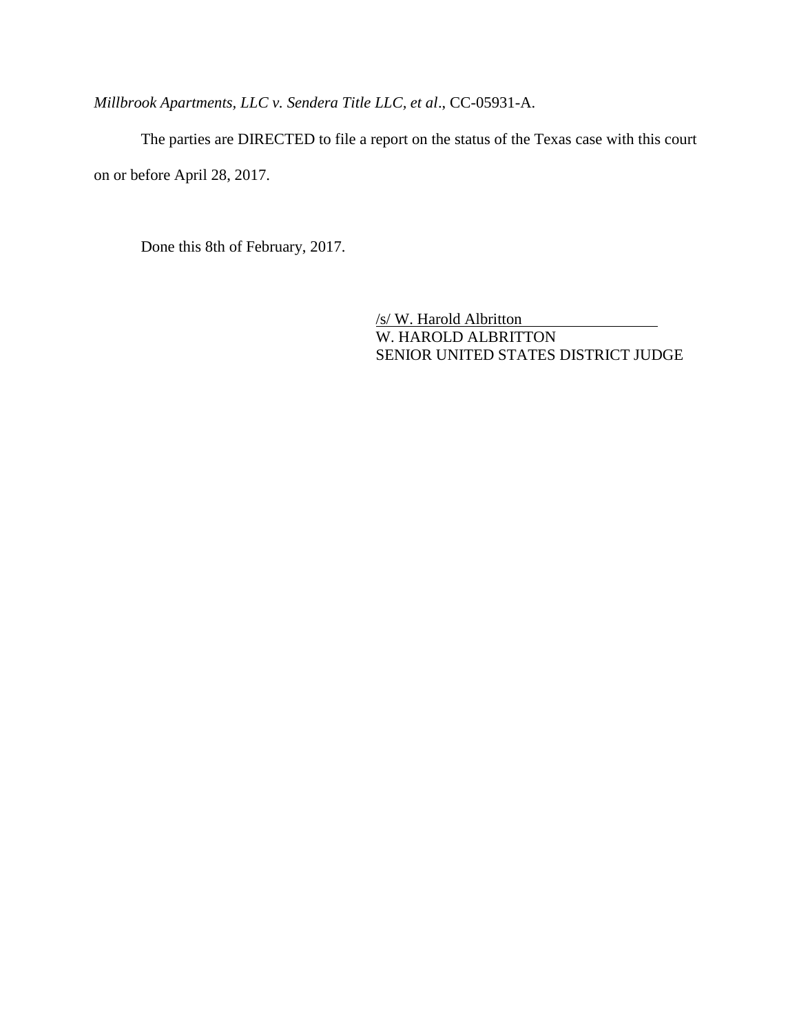*Millbrook Apartments, LLC v. Sendera Title LLC, et al*., CC-05931-A.

The parties are DIRECTED to file a report on the status of the Texas case with this court on or before April 28, 2017.

Done this 8th of February, 2017.

/s/ W. Harold Albritton
W. HAROLD ALBRITTON
SENIOR UNITED STATES DISTRICT JUDGE